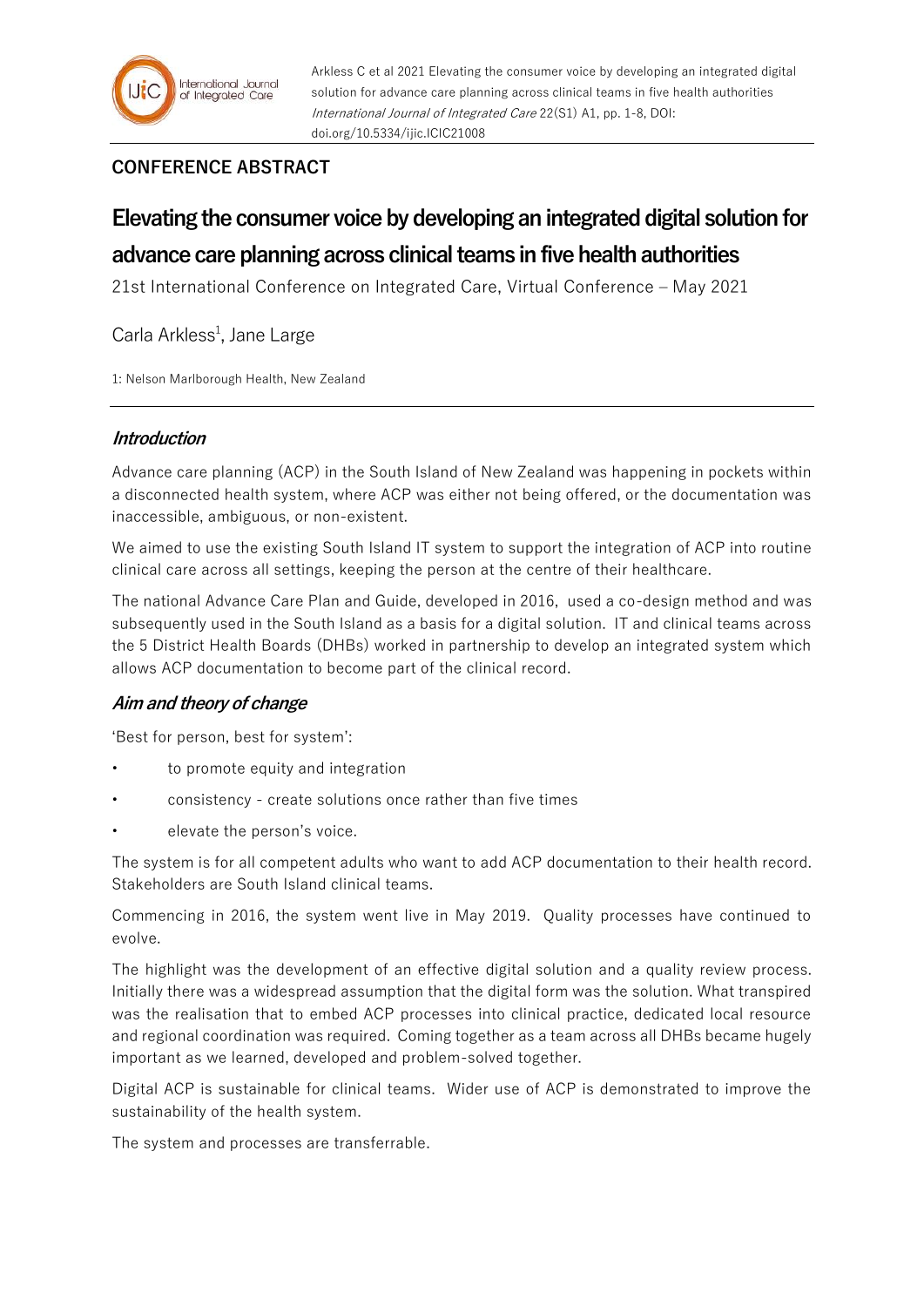**CONFERENCE ABSTRACT**

# Elevating the consumer voice by developing an integrated digital solution for advance care planning across clinical teams in five health authorities

21st International Conference on Integrated Care, Virtual Conference – May 2021

Carla Arkless[1], Jane Large

1: Nelson Marlborough Health, New Zealand

## *Introduction*

Advance care planning (ACP) in the South Island of New Zealand was happening in pockets within a disconnected health system, where ACP was either not being offered, or the documentation was inaccessible, ambiguous, or non-existent.

We aimed to use the existing South Island IT system to support the integration of ACP into routine clinical care across all settings, keeping the person at the centre of their healthcare.

The national Advance Care Plan and Guide, developed in 2016, used a co-design method and was subsequently used in the South Island as a basis for a digital solution. IT and clinical teams across the 5 District Health Boards (DHBs) worked in partnership to develop an integrated system which allows ACP documentation to become part of the clinical record.

## *Aim and theory of change*

'Best for person, best for system':

- to promote equity and integration
- consistency - create solutions once rather than five times
- elevate the person's voice.

The system is for all competent adults who want to add ACP documentation to their health record. Stakeholders are South Island clinical teams.

Commencing in 2016, the system went live in May 2019. Quality processes have continued to evolve.

The highlight was the development of an effective digital solution and a quality review process. Initially there was a widespread assumption that the digital form was the solution. What transpired was the realisation that to embed ACP processes into clinical practice, dedicated local resource and regional coordination was required. Coming together as a team across all DHBs became hugely important as we learned, developed and problem-solved together.

Digital ACP is sustainable for clinical teams. Wider use of ACP is demonstrated to improve the sustainability of the health system.

The system and processes are transferrable.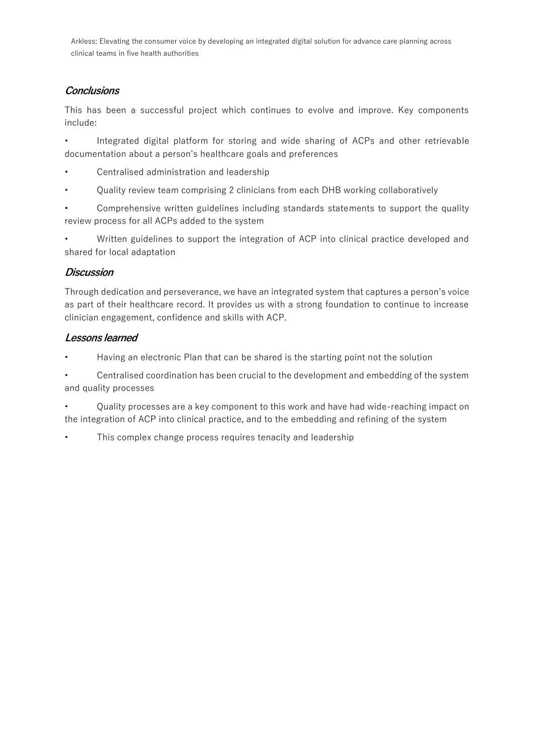## *Conclusions*

This has been a successful project which continues to evolve and improve. Key components include:

- Integrated digital platform for storing and wide sharing of ACPs and other retrievable documentation about a person's healthcare goals and preferences
- Centralised administration and leadership
- Quality review team comprising 2 clinicians from each DHB working collaboratively
- Comprehensive written guidelines including standards statements to support the quality review process for all ACPs added to the system
- Written guidelines to support the integration of ACP into clinical practice developed and shared for local adaptation

## *Discussion*

Through dedication and perseverance, we have an integrated system that captures a person's voice as part of their healthcare record. It provides us with a strong foundation to continue to increase clinician engagement, confidence and skills with ACP.

## *Lessons learned*

- Having an electronic Plan that can be shared is the starting point not the solution
- Centralised coordination has been crucial to the development and embedding of the system and quality processes
- Quality processes are a key component to this work and have had wide-reaching impact on the integration of ACP into clinical practice, and to the embedding and refining of the system
- This complex change process requires tenacity and leadership